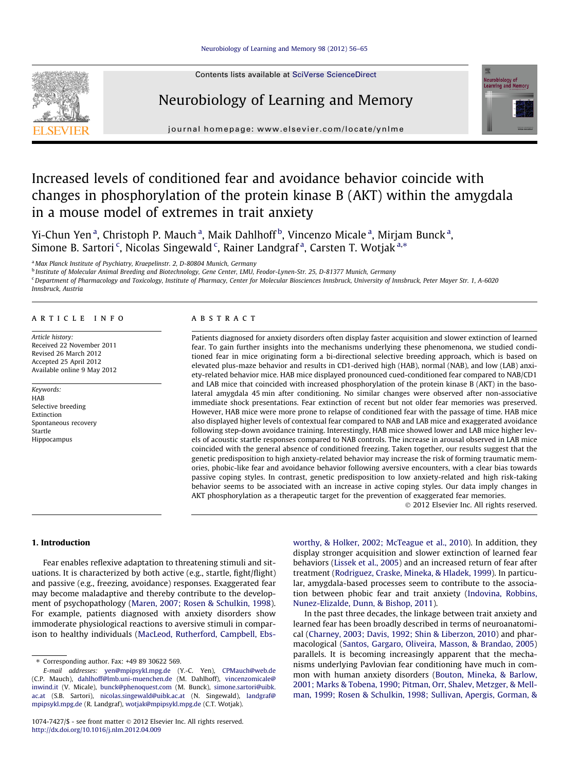# Increased levels of conditioned fear and avoidance behavior coincide with changes in phosphorylation of the protein kinase B (AKT) within the amygdala in a mouse model of extremes in trait anxiety

Yi-Chun Yen [a], Christoph P. Mauch [a], Maik Dahlhoff [b], Vincenzo Micale [a], Mirjam Bunck [a], Simone B. Sartori [c], Nicolas Singewald [c], Rainer Landgraf [a], Carsten T. Wotjak [a,*]

[a] Max Planck Institute of Psychiatry, Kraepelinstr. 2, D-80804 Munich, Germany

[b] Institute of Molecular Animal Breeding and Biotechnology, Gene Center, LMU, Feodor-Lynen-Str. 25, D-81377 Munich, Germany

[c] Department of Pharmacology and Toxicology, Institute of Pharmacy, Center for Molecular Biosciences Innsbruck, University of Innsbruck, Peter Mayer Str. 1, A-6020 Innsbruck, Austria

## ARTICLE INFO

*Article history:*
Received 22 November 2011
Revised 26 March 2012
Accepted 25 April 2012
Available online 9 May 2012

*Keywords:*
HAB
Selective breeding
Extinction
Spontaneous recovery
Startle
Hippocampus

## ABSTRACT

Patients diagnosed for anxiety disorders often display faster acquisition and slower extinction of learned fear. To gain further insights into the mechanisms underlying these phenomenona, we studied conditioned fear in mice originating form a bi-directional selective breeding approach, which is based on elevated plus-maze behavior and results in CD1-derived high (HAB), normal (NAB), and low (LAB) anxiety-related behavior mice. HAB mice displayed pronounced cued-conditioned fear compared to NAB/CD1 and LAB mice that coincided with increased phosphorylation of the protein kinase B (AKT) in the basolateral amygdala 45 min after conditioning. No similar changes were observed after non-associative immediate shock presentations. Fear extinction of recent but not older fear memories was preserved. However, HAB mice were more prone to relapse of conditioned fear with the passage of time. HAB mice also displayed higher levels of contextual fear compared to NAB and LAB mice and exaggerated avoidance following step-down avoidance training. Interestingly, HAB mice showed lower and LAB mice higher levels of acoustic startle responses compared to NAB controls. The increase in arousal observed in LAB mice coincided with the general absence of conditioned freezing. Taken together, our results suggest that the genetic predisposition to high anxiety-related behavior may increase the risk of forming traumatic memories, phobic-like fear and avoidance behavior following aversive encounters, with a clear bias towards passive coping styles. In contrast, genetic predisposition to low anxiety-related and high risk-taking behavior seems to be associated with an increase in active coping styles. Our data imply changes in AKT phosphorylation as a therapeutic target for the prevention of exaggerated fear memories.

© 2012 Elsevier Inc. All rights reserved.

## 1. Introduction

Fear enables reflexive adaptation to threatening stimuli and situations. It is characterized by both active (e.g., startle, fight/flight) and passive (e.g., freezing, avoidance) responses. Exaggerated fear may become maladaptive and thereby contribute to the development of psychopathology (Maren, 2007; Rosen & Schulkin, 1998). For example, patients diagnosed with anxiety disorders show immoderate physiological reactions to aversive stimuli in comparison to healthy individuals (MacLeod, Rutherford, Campbell, Ebsworthy, & Holker, 2002; McTeague et al., 2010). In addition, they display stronger acquisition and slower extinction of learned fear behaviors (Lissek et al., 2005) and an increased return of fear after treatment (Rodriguez, Craske, Mineka, & Hladek, 1999). In particular, amygdala-based processes seem to contribute to the association between phobic fear and trait anxiety (Indovina, Robbins, Nunez-Elizalde, Dunn, & Bishop, 2011).

In the past three decades, the linkage between trait anxiety and learned fear has been broadly described in terms of neuroanatomical (Charney, 2003; Davis, 1992; Shin & Liberzon, 2010) and pharmacological (Santos, Gargaro, Oliveira, Masson, & Brandao, 2005) parallels. It is becoming increasingly apparent that the mechanisms underlying Pavlovian fear conditioning have much in common with human anxiety disorders (Bouton, Mineka, & Barlow, 2001; Marks & Tobena, 1990; Pitman, Orr, Shalev, Metzger, & Mellman, 1999; Rosen & Schulkin, 1998; Sullivan, Apergis, Gorman, &

* Corresponding author. Fax: +49 89 30622 569.
*E-mail addresses:* yen@mpipsykl.mpg.de (Y.-C. Yen), CPMauch@web.de (C.P. Mauch), dahlhoff@lmb.uni-muenchen.de (M. Dahlhoff), vincenzomicale@inwind.it (V. Micale), bunck@phenoquest.com (M. Bunck), simone.sartori@uibk.ac.at (S.B. Sartori), nicolas.singewald@uibk.ac.at (N. Singewald), landgraf@mpipsykl.mpg.de (R. Landgraf), wotjak@mpipsykl.mpg.de (C.T. Wotjak).

1074-7427/$ - see front matter © 2012 Elsevier Inc. All rights reserved.
http://dx.doi.org/10.1016/j.nlm.2012.04.009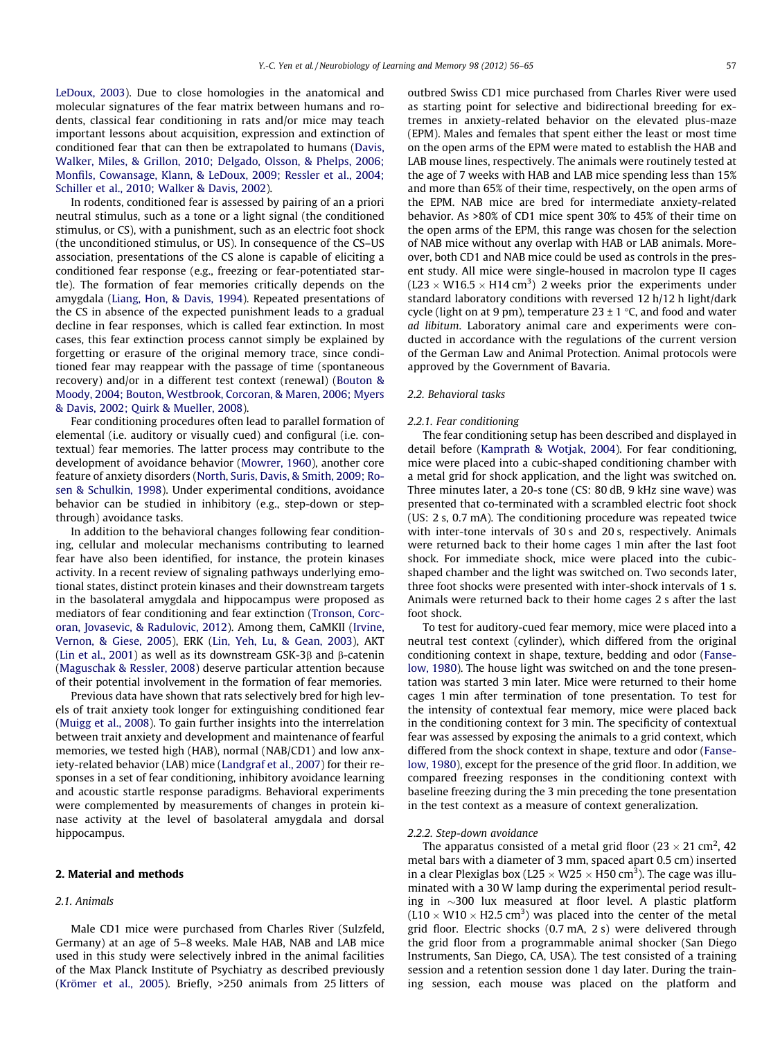LeDoux, 2003). Due to close homologies in the anatomical and molecular signatures of the fear matrix between humans and rodents, classical fear conditioning in rats and/or mice may teach important lessons about acquisition, expression and extinction of conditioned fear that can then be extrapolated to humans (Davis, Walker, Miles, & Grillon, 2010; Delgado, Olsson, & Phelps, 2006; Monfils, Cowansage, Klann, & LeDoux, 2009; Ressler et al., 2004; Schiller et al., 2010; Walker & Davis, 2002).

In rodents, conditioned fear is assessed by pairing of an a priori neutral stimulus, such as a tone or a light signal (the conditioned stimulus, or CS), with a punishment, such as an electric foot shock (the unconditioned stimulus, or US). In consequence of the CS–US association, presentations of the CS alone is capable of eliciting a conditioned fear response (e.g., freezing or fear-potentiated startle). The formation of fear memories critically depends on the amygdala (Liang, Hon, & Davis, 1994). Repeated presentations of the CS in absence of the expected punishment leads to a gradual decline in fear responses, which is called fear extinction. In most cases, this fear extinction process cannot simply be explained by forgetting or erasure of the original memory trace, since conditioned fear may reappear with the passage of time (spontaneous recovery) and/or in a different test context (renewal) (Bouton & Moody, 2004; Bouton, Westbrook, Corcoran, & Maren, 2006; Myers & Davis, 2002; Quirk & Mueller, 2008).

Fear conditioning procedures often lead to parallel formation of elemental (i.e. auditory or visually cued) and configural (i.e. contextual) fear memories. The latter process may contribute to the development of avoidance behavior (Mowrer, 1960), another core feature of anxiety disorders (North, Suris, Davis, & Smith, 2009; Rosen & Schulkin, 1998). Under experimental conditions, avoidance behavior can be studied in inhibitory (e.g., step-down or step-through) avoidance tasks.

In addition to the behavioral changes following fear conditioning, cellular and molecular mechanisms contributing to learned fear have also been identified, for instance, the protein kinases activity. In a recent review of signaling pathways underlying emotional states, distinct protein kinases and their downstream targets in the basolateral amygdala and hippocampus were proposed as mediators of fear conditioning and fear extinction (Tronson, Corcoran, Jovasevic, & Radulovic, 2012). Among them, CaMKII (Irvine, Vernon, & Giese, 2005), ERK (Lin, Yeh, Lu, & Gean, 2003), AKT (Lin et al., 2001) as well as its downstream GSK-3β and β-catenin (Maguschak & Ressler, 2008) deserve particular attention because of their potential involvement in the formation of fear memories.

Previous data have shown that rats selectively bred for high levels of trait anxiety took longer for extinguishing conditioned fear (Muigg et al., 2008). To gain further insights into the interrelation between trait anxiety and development and maintenance of fearful memories, we tested high (HAB), normal (NAB/CD1) and low anxiety-related behavior (LAB) mice (Landgraf et al., 2007) for their responses in a set of fear conditioning, inhibitory avoidance learning and acoustic startle response paradigms. Behavioral experiments were complemented by measurements of changes in protein kinase activity at the level of basolateral amygdala and dorsal hippocampus.

## 2. Material and methods

### 2.1. Animals

Male CD1 mice were purchased from Charles River (Sulzfeld, Germany) at an age of 5–8 weeks. Male HAB, NAB and LAB mice used in this study were selectively inbred in the animal facilities of the Max Planck Institute of Psychiatry as described previously (Krömer et al., 2005). Briefly, >250 animals from 25 litters of outbred Swiss CD1 mice purchased from Charles River were used as starting point for selective and bidirectional breeding for extremes in anxiety-related behavior on the elevated plus-maze (EPM). Males and females that spent either the least or most time on the open arms of the EPM were mated to establish the HAB and LAB mouse lines, respectively. The animals were routinely tested at the age of 7 weeks with HAB and LAB mice spending less than 15% and more than 65% of their time, respectively, on the open arms of the EPM. NAB mice are bred for intermediate anxiety-related behavior. As >80% of CD1 mice spent 30% to 45% of their time on the open arms of the EPM, this range was chosen for the selection of NAB mice without any overlap with HAB or LAB animals. Moreover, both CD1 and NAB mice could be used as controls in the present study. All mice were single-housed in macrolon type II cages ($L23 \times W16.5 \times H14\ cm^3$) 2 weeks prior the experiments under standard laboratory conditions with reversed 12 h/12 h light/dark cycle (light on at 9 pm), temperature 23 ± 1 °C, and food and water *ad libitum*. Laboratory animal care and experiments were conducted in accordance with the regulations of the current version of the German Law and Animal Protection. Animal protocols were approved by the Government of Bavaria.

### 2.2. Behavioral tasks

#### 2.2.1. Fear conditioning

The fear conditioning setup has been described and displayed in detail before (Kamprath & Wotjak, 2004). For fear conditioning, mice were placed into a cubic-shaped conditioning chamber with a metal grid for shock application, and the light was switched on. Three minutes later, a 20-s tone (CS: 80 dB, 9 kHz sine wave) was presented that co-terminated with a scrambled electric foot shock (US: 2 s, 0.7 mA). The conditioning procedure was repeated twice with inter-tone intervals of 30 s and 20 s, respectively. Animals were returned back to their home cages 1 min after the last foot shock. For immediate shock, mice were placed into the cubic-shaped chamber and the light was switched on. Two seconds later, three foot shocks were presented with inter-shock intervals of 1 s. Animals were returned back to their home cages 2 s after the last foot shock.

To test for auditory-cued fear memory, mice were placed into a neutral test context (cylinder), which differed from the original conditioning context in shape, texture, bedding and odor (Fanselow, 1980). The house light was switched on and the tone presentation was started 3 min later. Mice were returned to their home cages 1 min after termination of tone presentation. To test for the intensity of contextual fear memory, mice were placed back in the conditioning context for 3 min. The specificity of contextual fear was assessed by exposing the animals to a grid context, which differed from the shock context in shape, texture and odor (Fanselow, 1980), except for the presence of the grid floor. In addition, we compared freezing responses in the conditioning context with baseline freezing during the 3 min preceding the tone presentation in the test context as a measure of context generalization.

#### 2.2.2. Step-down avoidance

The apparatus consisted of a metal grid floor ($23 \times 21\ cm^2$, 42 metal bars with a diameter of 3 mm, spaced apart 0.5 cm) inserted in a clear Plexiglas box ($L25 \times W25 \times H50\ cm^3$). The cage was illuminated with a 30 W lamp during the experimental period resulting in ∼300 lux measured at floor level. A plastic platform ($L10 \times W10 \times H2.5\ cm^3$) was placed into the center of the metal grid floor. Electric shocks (0.7 mA, 2 s) were delivered through the grid floor from a programmable animal shocker (San Diego Instruments, San Diego, CA, USA). The test consisted of a training session and a retention session done 1 day later. During the training session, each mouse was placed on the platform and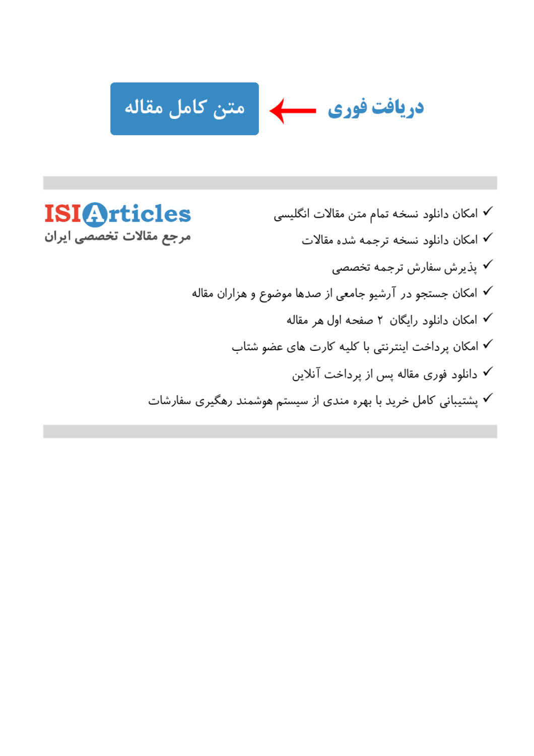دریافت فوری ← متن کامل مقاله

**ISIArticles**
مرجع مقالات تخصصی ایران

- ✓ امکان دانلود نسخه تمام متن مقالات انگلیسی
- ✓ امکان دانلود نسخه ترجمه شده مقالات
- ✓ پذیرش سفارش ترجمه تخصصی
- ✓ امکان جستجو در آرشیو جامعی از صدها موضوع و هزاران مقاله
- ✓ امکان دانلود رایگان ۲ صفحه اول هر مقاله
- ✓ امکان پرداخت اینترنتی با کلیه کارت های عضو شتاب
- ✓ دانلود فوری مقاله پس از پرداخت آنلاین
- ✓ پشتیبانی کامل خرید با بهره مندی از سیستم هوشمند رهگیری سفارشات